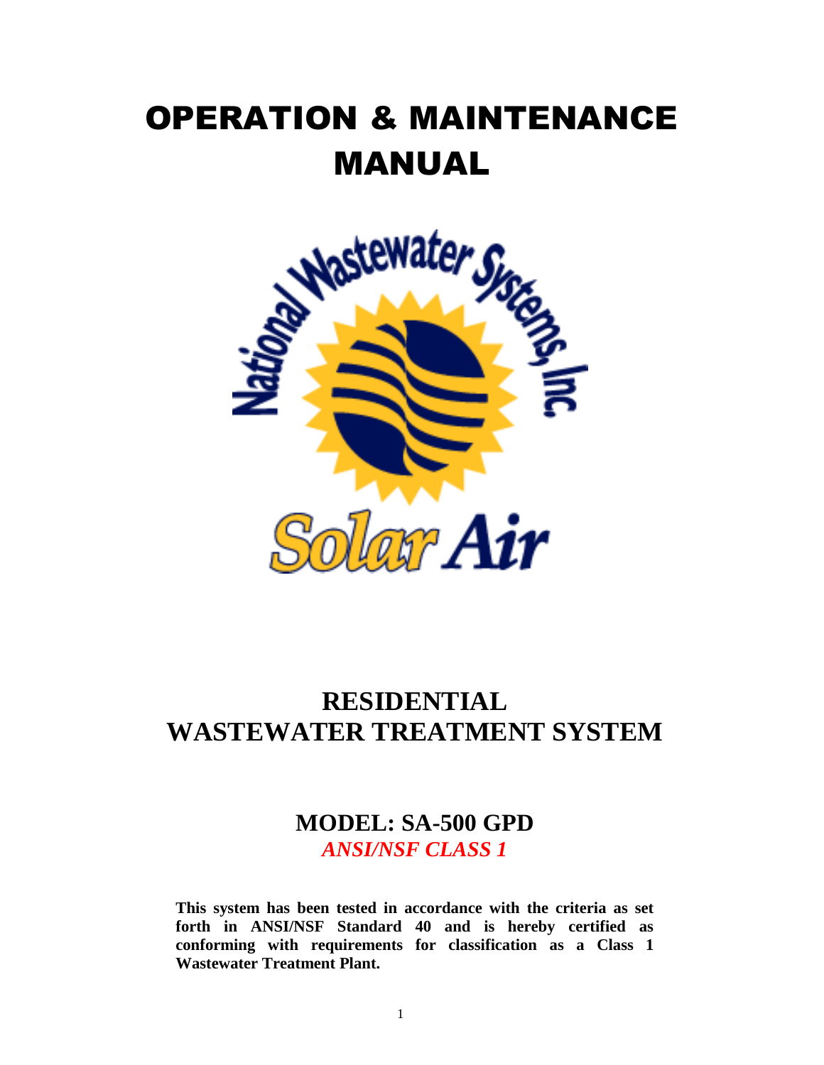# OPERATION & MAINTENANCE MANUAL

National Wastewater Systems, Inc

Solar Air

## RESIDENTIAL WASTEWATER TREATMENT SYSTEM

### MODEL: SA-500 GPD

***ANSI/NSF CLASS 1***

**This system has been tested in accordance with the criteria as set forth in ANSI/NSF Standard 40 and is hereby certified as conforming with requirements for classification as a Class 1 Wastewater Treatment Plant.**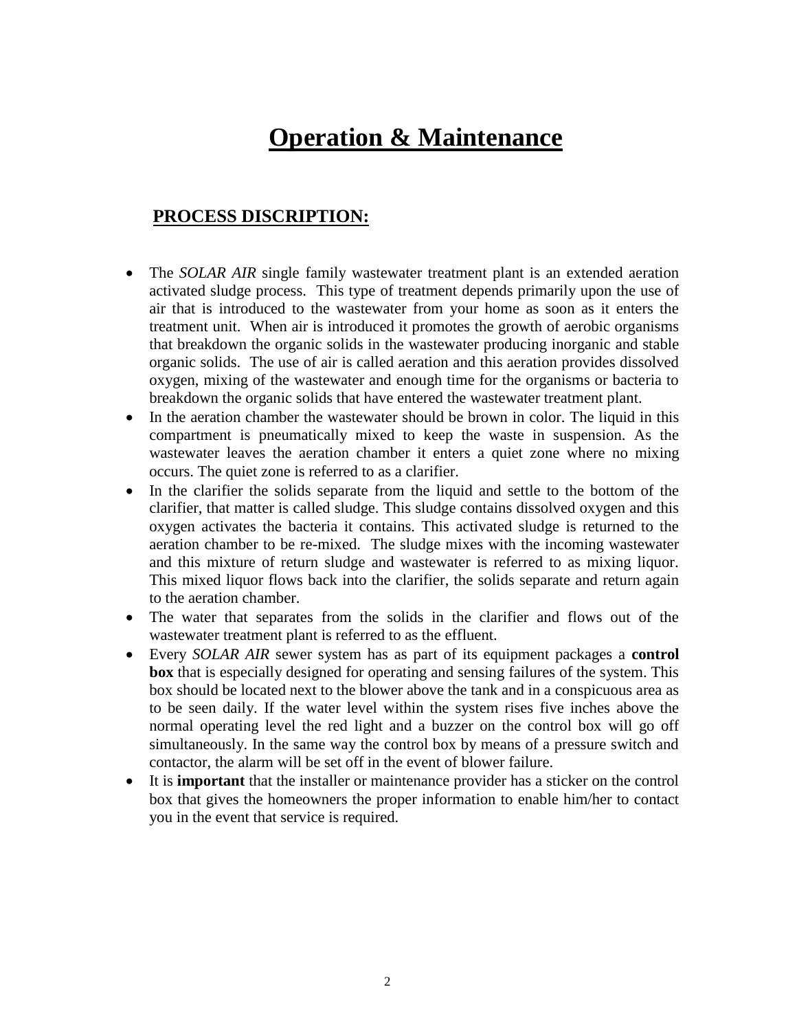# Operation & Maintenance

## PROCESS DISCRIPTION:

- The *SOLAR AIR* single family wastewater treatment plant is an extended aeration activated sludge process. This type of treatment depends primarily upon the use of air that is introduced to the wastewater from your home as soon as it enters the treatment unit. When air is introduced it promotes the growth of aerobic organisms that breakdown the organic solids in the wastewater producing inorganic and stable organic solids. The use of air is called aeration and this aeration provides dissolved oxygen, mixing of the wastewater and enough time for the organisms or bacteria to breakdown the organic solids that have entered the wastewater treatment plant.
- In the aeration chamber the wastewater should be brown in color. The liquid in this compartment is pneumatically mixed to keep the waste in suspension. As the wastewater leaves the aeration chamber it enters a quiet zone where no mixing occurs. The quiet zone is referred to as a clarifier.
- In the clarifier the solids separate from the liquid and settle to the bottom of the clarifier, that matter is called sludge. This sludge contains dissolved oxygen and this oxygen activates the bacteria it contains. This activated sludge is returned to the aeration chamber to be re-mixed. The sludge mixes with the incoming wastewater and this mixture of return sludge and wastewater is referred to as mixing liquor. This mixed liquor flows back into the clarifier, the solids separate and return again to the aeration chamber.
- The water that separates from the solids in the clarifier and flows out of the wastewater treatment plant is referred to as the effluent.
- Every *SOLAR AIR* sewer system has as part of its equipment packages a **control box** that is especially designed for operating and sensing failures of the system. This box should be located next to the blower above the tank and in a conspicuous area as to be seen daily. If the water level within the system rises five inches above the normal operating level the red light and a buzzer on the control box will go off simultaneously. In the same way the control box by means of a pressure switch and contactor, the alarm will be set off in the event of blower failure.
- It is **important** that the installer or maintenance provider has a sticker on the control box that gives the homeowners the proper information to enable him/her to contact you in the event that service is required.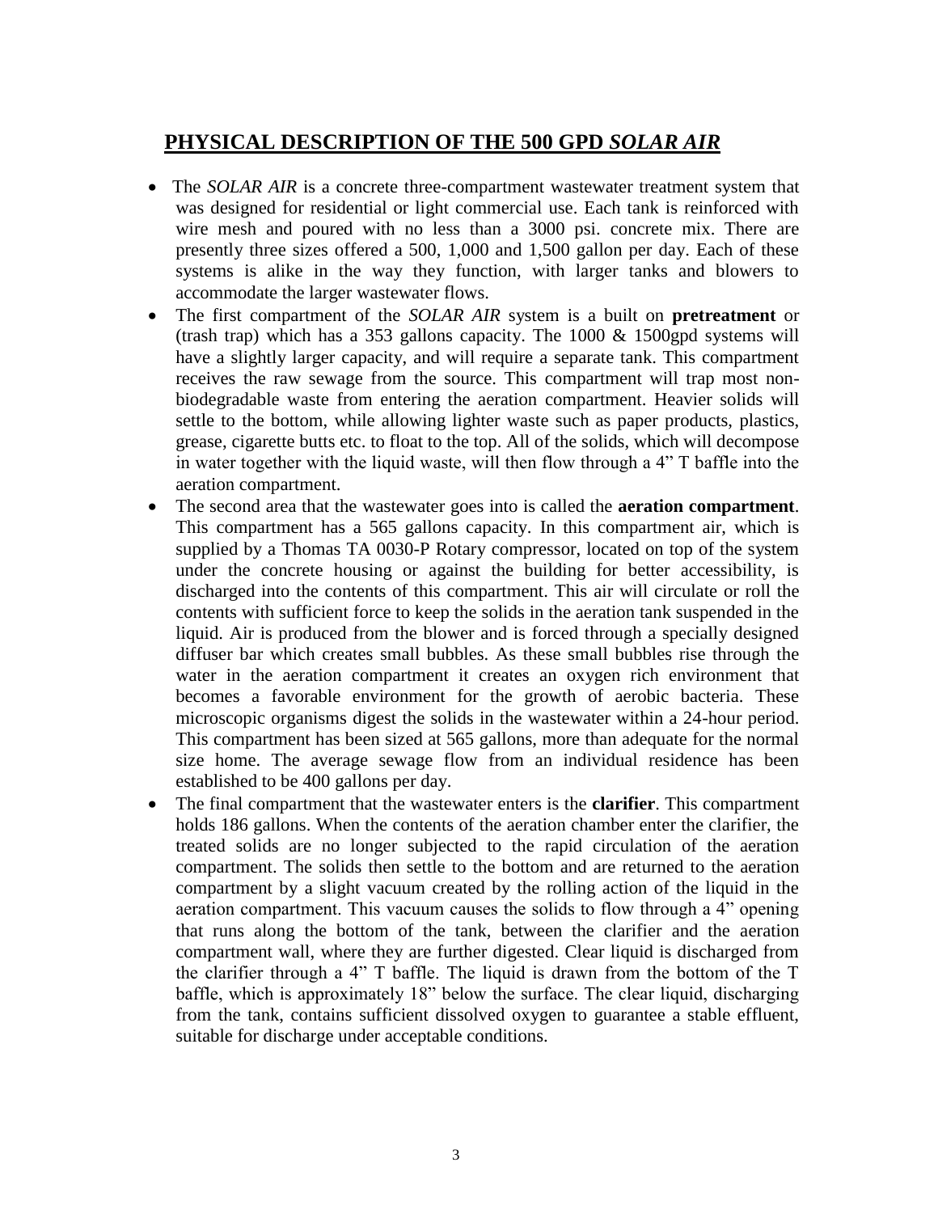## PHYSICAL DESCRIPTION OF THE 500 GPD *SOLAR AIR*

- The *SOLAR AIR* is a concrete three-compartment wastewater treatment system that was designed for residential or light commercial use. Each tank is reinforced with wire mesh and poured with no less than a 3000 psi. concrete mix. There are presently three sizes offered a 500, 1,000 and 1,500 gallon per day. Each of these systems is alike in the way they function, with larger tanks and blowers to accommodate the larger wastewater flows.
- The first compartment of the *SOLAR AIR* system is a built on **pretreatment** or (trash trap) which has a 353 gallons capacity. The 1000 & 1500gpd systems will have a slightly larger capacity, and will require a separate tank. This compartment receives the raw sewage from the source. This compartment will trap most non-biodegradable waste from entering the aeration compartment. Heavier solids will settle to the bottom, while allowing lighter waste such as paper products, plastics, grease, cigarette butts etc. to float to the top. All of the solids, which will decompose in water together with the liquid waste, will then flow through a 4" T baffle into the aeration compartment.
- The second area that the wastewater goes into is called the **aeration compartment**. This compartment has a 565 gallons capacity. In this compartment air, which is supplied by a Thomas TA 0030-P Rotary compressor, located on top of the system under the concrete housing or against the building for better accessibility, is discharged into the contents of this compartment. This air will circulate or roll the contents with sufficient force to keep the solids in the aeration tank suspended in the liquid. Air is produced from the blower and is forced through a specially designed diffuser bar which creates small bubbles. As these small bubbles rise through the water in the aeration compartment it creates an oxygen rich environment that becomes a favorable environment for the growth of aerobic bacteria. These microscopic organisms digest the solids in the wastewater within a 24-hour period. This compartment has been sized at 565 gallons, more than adequate for the normal size home. The average sewage flow from an individual residence has been established to be 400 gallons per day.
- The final compartment that the wastewater enters is the **clarifier**. This compartment holds 186 gallons. When the contents of the aeration chamber enter the clarifier, the treated solids are no longer subjected to the rapid circulation of the aeration compartment. The solids then settle to the bottom and are returned to the aeration compartment by a slight vacuum created by the rolling action of the liquid in the aeration compartment. This vacuum causes the solids to flow through a 4" opening that runs along the bottom of the tank, between the clarifier and the aeration compartment wall, where they are further digested. Clear liquid is discharged from the clarifier through a 4" T baffle. The liquid is drawn from the bottom of the T baffle, which is approximately 18" below the surface. The clear liquid, discharging from the tank, contains sufficient dissolved oxygen to guarantee a stable effluent, suitable for discharge under acceptable conditions.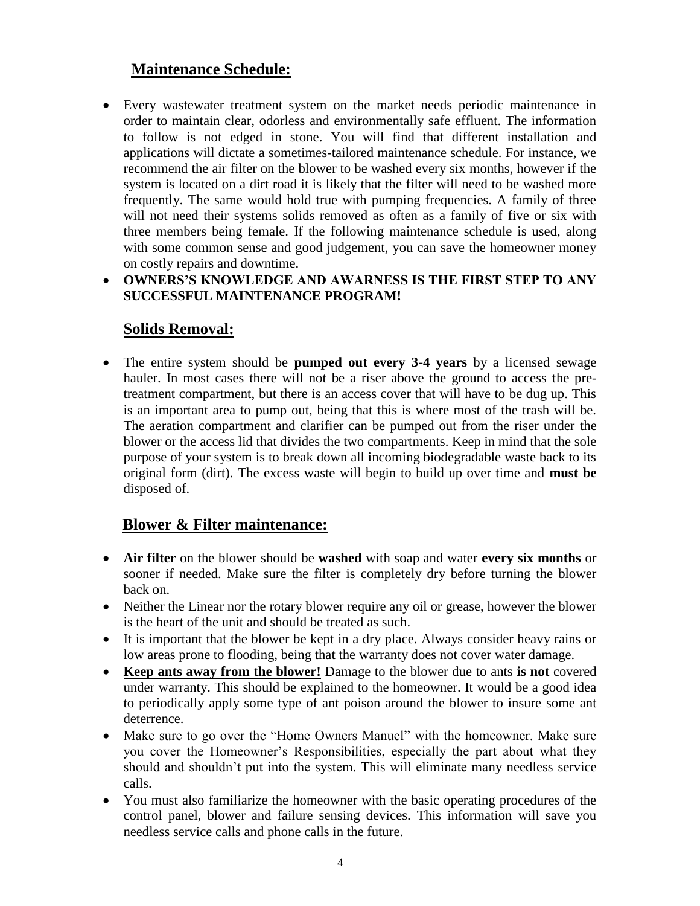## **Maintenance Schedule:**

- Every wastewater treatment system on the market needs periodic maintenance in order to maintain clear, odorless and environmentally safe effluent. The information to follow is not edged in stone. You will find that different installation and applications will dictate a sometimes-tailored maintenance schedule. For instance, we recommend the air filter on the blower to be washed every six months, however if the system is located on a dirt road it is likely that the filter will need to be washed more frequently. The same would hold true with pumping frequencies. A family of three will not need their systems solids removed as often as a family of five or six with three members being female. If the following maintenance schedule is used, along with some common sense and good judgement, you can save the homeowner money on costly repairs and downtime.
- **OWNERS'S KNOWLEDGE AND AWARNESS IS THE FIRST STEP TO ANY SUCCESSFUL MAINTENANCE PROGRAM!**

## **Solids Removal:**

- The entire system should be **pumped out every 3-4 years** by a licensed sewage hauler. In most cases there will not be a riser above the ground to access the pre-treatment compartment, but there is an access cover that will have to be dug up. This is an important area to pump out, being that this is where most of the trash will be. The aeration compartment and clarifier can be pumped out from the riser under the blower or the access lid that divides the two compartments. Keep in mind that the sole purpose of your system is to break down all incoming biodegradable waste back to its original form (dirt). The excess waste will begin to build up over time and **must be** disposed of.

## **Blower & Filter maintenance:**

- **Air filter** on the blower should be **washed** with soap and water **every six months** or sooner if needed. Make sure the filter is completely dry before turning the blower back on.
- Neither the Linear nor the rotary blower require any oil or grease, however the blower is the heart of the unit and should be treated as such.
- It is important that the blower be kept in a dry place. Always consider heavy rains or low areas prone to flooding, being that the warranty does not cover water damage.
- **Keep ants away from the blower!** Damage to the blower due to ants **is not** covered under warranty. This should be explained to the homeowner. It would be a good idea to periodically apply some type of ant poison around the blower to insure some ant deterrence.
- Make sure to go over the "Home Owners Manuel" with the homeowner. Make sure you cover the Homeowner's Responsibilities, especially the part about what they should and shouldn't put into the system. This will eliminate many needless service calls.
- You must also familiarize the homeowner with the basic operating procedures of the control panel, blower and failure sensing devices. This information will save you needless service calls and phone calls in the future.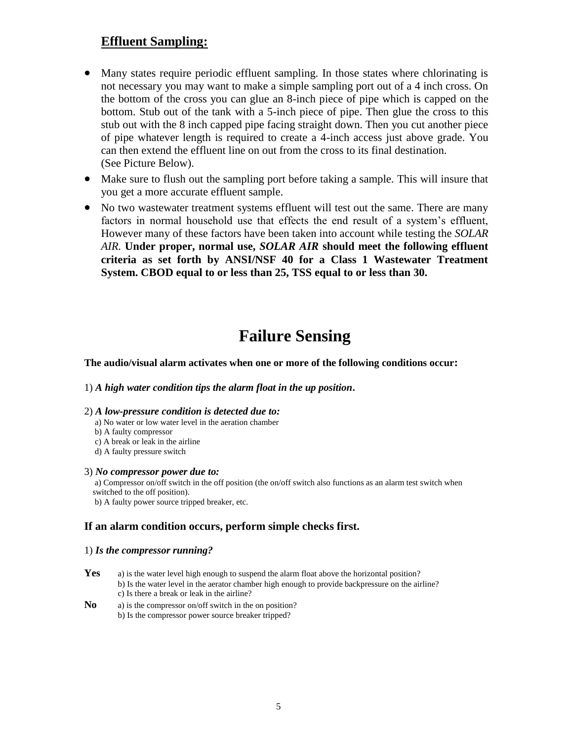## Effluent Sampling:

- Many states require periodic effluent sampling. In those states where chlorinating is not necessary you may want to make a simple sampling port out of a 4 inch cross. On the bottom of the cross you can glue an 8-inch piece of pipe which is capped on the bottom. Stub out of the tank with a 5-inch piece of pipe. Then glue the cross to this stub out with the 8 inch capped pipe facing straight down. Then you cut another piece of pipe whatever length is required to create a 4-inch access just above grade. You can then extend the effluent line on out from the cross to its final destination. (See Picture Below).
- Make sure to flush out the sampling port before taking a sample. This will insure that you get a more accurate effluent sample.
- No two wastewater treatment systems effluent will test out the same. There are many factors in normal household use that effects the end result of a system's effluent, However many of these factors have been taken into account while testing the *SOLAR AIR.* **Under proper, normal use, *SOLAR AIR* should meet the following effluent criteria as set forth by ANSI/NSF 40 for a Class 1 Wastewater Treatment System. CBOD equal to or less than 25, TSS equal to or less than 30.**

# Failure Sensing

**The audio/visual alarm activates when one or more of the following conditions occur:**

1) ***A high water condition tips the alarm float in the up position.***

2) ***A low-pressure condition is detected due to:***
   a) No water or low water level in the aeration chamber
   b) A faulty compressor
   c) A break or leak in the airline
   d) A faulty pressure switch

3) ***No compressor power due to:***
   a) Compressor on/off switch in the off position (the on/off switch also functions as an alarm test switch when switched to the off position).
   b) A faulty power source tripped breaker, etc.

### If an alarm condition occurs, perform simple checks first.

1) ***Is the compressor running?***

**Yes** a) is the water level high enough to suspend the alarm float above the horizontal position?
b) Is the water level in the aerator chamber high enough to provide backpressure on the airline?
c) Is there a break or leak in the airline?

**No** a) is the compressor on/off switch in the on position?
b) Is the compressor power source breaker tripped?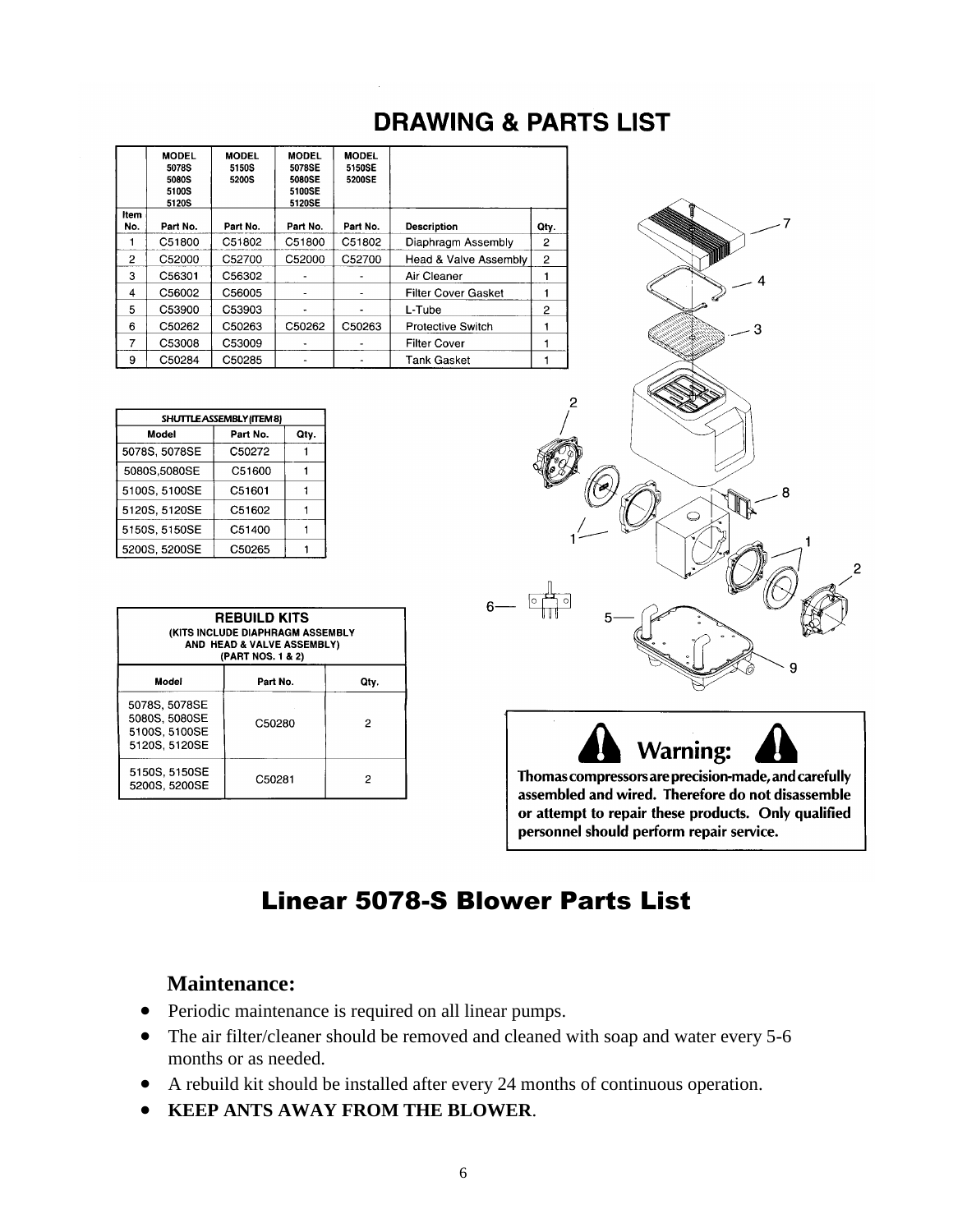## DRAWING & PARTS LIST

| Item No. | MODEL 5078S 5080S 5100S 5120S Part No. | MODEL 5150S 5200S Part No. | MODEL 5078SE 5080SE 5100SE 5120SE Part No. | MODEL 5150SE 5200SE Part No. | Description | Qty. |
|---|---|---|---|---|---|---|
| 1 | C51800 | C51802 | C51800 | C51802 | Diaphragm Assembly | 2 |
| 2 | C52000 | C52700 | C52000 | C52700 | Head & Valve Assembly | 2 |
| 3 | C56301 | C56302 | - | - | Air Cleaner | 1 |
| 4 | C56002 | C56005 | - | - | Filter Cover Gasket | 1 |
| 5 | C53900 | C53903 | - | - | L-Tube | 2 |
| 6 | C50262 | C50263 | C50262 | C50263 | Protective Switch | 1 |
| 7 | C53008 | C53009 | - | - | Filter Cover | 1 |
| 9 | C50284 | C50285 | - | - | Tank Gasket | 1 |

| *SHUTTLE ASSEMBLY (ITEM 8)* | | |
|---|---|---|
| Model | Part No. | Qty. |
| 5078S, 5078SE | C50272 | 1 |
| 5080S,5080SE | C51600 | 1 |
| 5100S, 5100SE | C51601 | 1 |
| 5120S, 5120SE | C51602 | 1 |
| 5150S, 5150SE | C51400 | 1 |
| 5200S, 5200SE | C50265 | 1 |

| **REBUILD KITS** (KITS INCLUDE DIAPHRAGM ASSEMBLY AND HEAD & VALVE ASSEMBLY) (PART NOS. 1 & 2) | | |
|---|---|---|
| Model | Part No. | Qty. |
| 5078S, 5078SE 5080S, 5080SE 5100S, 5100SE 5120S, 5120SE | C50280 | 2 |
| 5150S, 5150SE 5200S, 5200SE | C50281 | 2 |

7
4
3
2
8
1
1
2
6
5
9

**Warning:**

**Thomas compressors are precision-made, and carefully assembled and wired. Therefore do not disassemble or attempt to repair these products. Only qualified personnel should perform repair service.**

## Linear 5078-S Blower Parts List

### Maintenance:

- Periodic maintenance is required on all linear pumps.
- The air filter/cleaner should be removed and cleaned with soap and water every 5-6 months or as needed.
- A rebuild kit should be installed after every 24 months of continuous operation.
- **KEEP ANTS AWAY FROM THE BLOWER**.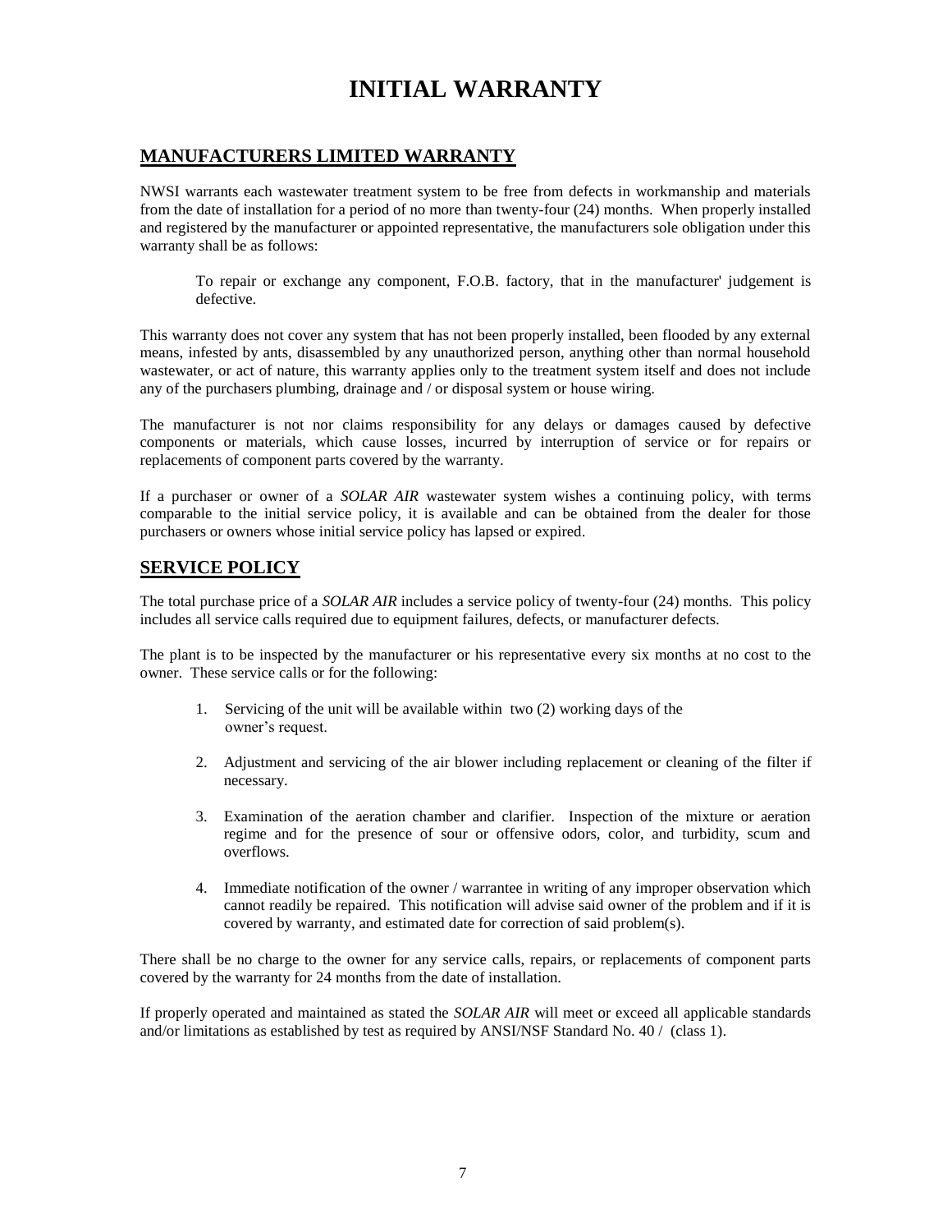# INITIAL WARRANTY

## MANUFACTURERS LIMITED WARRANTY

NWSI warrants each wastewater treatment system to be free from defects in workmanship and materials from the date of installation for a period of no more than twenty-four (24) months. When properly installed and registered by the manufacturer or appointed representative, the manufacturers sole obligation under this warranty shall be as follows:

> To repair or exchange any component, F.O.B. factory, that in the manufacturer' judgement is defective.

This warranty does not cover any system that has not been properly installed, been flooded by any external means, infested by ants, disassembled by any unauthorized person, anything other than normal household wastewater, or act of nature, this warranty applies only to the treatment system itself and does not include any of the purchasers plumbing, drainage and / or disposal system or house wiring.

The manufacturer is not nor claims responsibility for any delays or damages caused by defective components or materials, which cause losses, incurred by interruption of service or for repairs or replacements of component parts covered by the warranty.

If a purchaser or owner of a *SOLAR AIR* wastewater system wishes a continuing policy, with terms comparable to the initial service policy, it is available and can be obtained from the dealer for those purchasers or owners whose initial service policy has lapsed or expired.

## SERVICE POLICY

The total purchase price of a *SOLAR AIR* includes a service policy of twenty-four (24) months. This policy includes all service calls required due to equipment failures, defects, or manufacturer defects.

The plant is to be inspected by the manufacturer or his representative every six months at no cost to the owner. These service calls or for the following:

1. Servicing of the unit will be available within two (2) working days of the owner's request.
2. Adjustment and servicing of the air blower including replacement or cleaning of the filter if necessary.
3. Examination of the aeration chamber and clarifier. Inspection of the mixture or aeration regime and for the presence of sour or offensive odors, color, and turbidity, scum and overflows.
4. Immediate notification of the owner / warrantee in writing of any improper observation which cannot readily be repaired. This notification will advise said owner of the problem and if it is covered by warranty, and estimated date for correction of said problem(s).

There shall be no charge to the owner for any service calls, repairs, or replacements of component parts covered by the warranty for 24 months from the date of installation.

If properly operated and maintained as stated the *SOLAR AIR* will meet or exceed all applicable standards and/or limitations as established by test as required by ANSI/NSF Standard No. 40 / (class 1).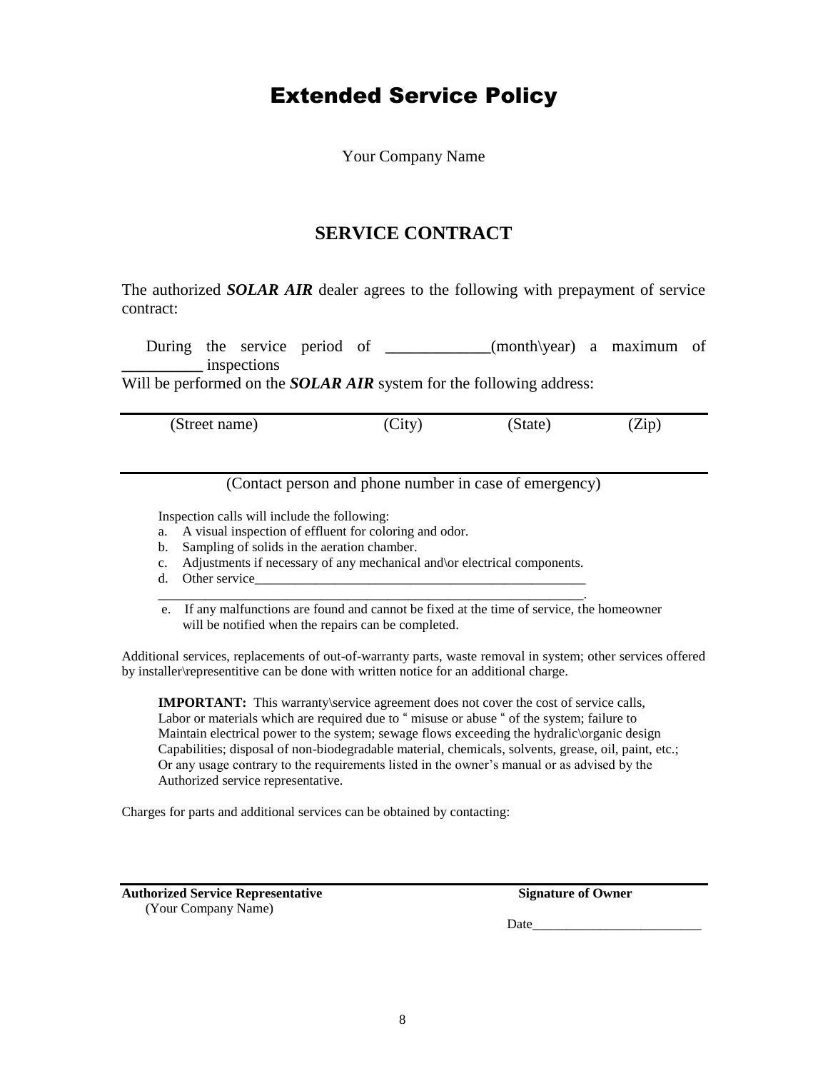# Extended Service Policy

Your Company Name

## SERVICE CONTRACT

The authorized ***SOLAR AIR*** dealer agrees to the following with prepayment of service contract:

During the service period of _____________(month\year) a maximum of __________ inspections
Will be performed on the ***SOLAR AIR*** system for the following address:

______________________________________________________________________________

(Street name) (City) (State) (Zip)

______________________________________________________________________________

(Contact person and phone number in case of emergency)

Inspection calls will include the following:

a. A visual inspection of effluent for coloring and odor.
b. Sampling of solids in the aeration chamber.
c. Adjustments if necessary of any mechanical and\or electrical components.
d. Other service_____________________________________________________
_______________________________________________________________.
e. If any malfunctions are found and cannot be fixed at the time of service, the homeowner will be notified when the repairs can be completed.

Additional services, replacements of out-of-warranty parts, waste removal in system; other services offered by installer\representitive can be done with written notice for an additional charge.

**IMPORTANT:** This warranty\service agreement does not cover the cost of service calls, Labor or materials which are required due to " misuse or abuse " of the system; failure to Maintain electrical power to the system; sewage flows exceeding the hydralic\organic design Capabilities; disposal of non-biodegradable material, chemicals, solvents, grease, oil, paint, etc.; Or any usage contrary to the requirements listed in the owner's manual or as advised by the Authorized service representative.

Charges for parts and additional services can be obtained by contacting:

______________________________________________________________________________

**Authorized Service Representative** **Signature of Owner**
(Your Company Name)

Date_________________________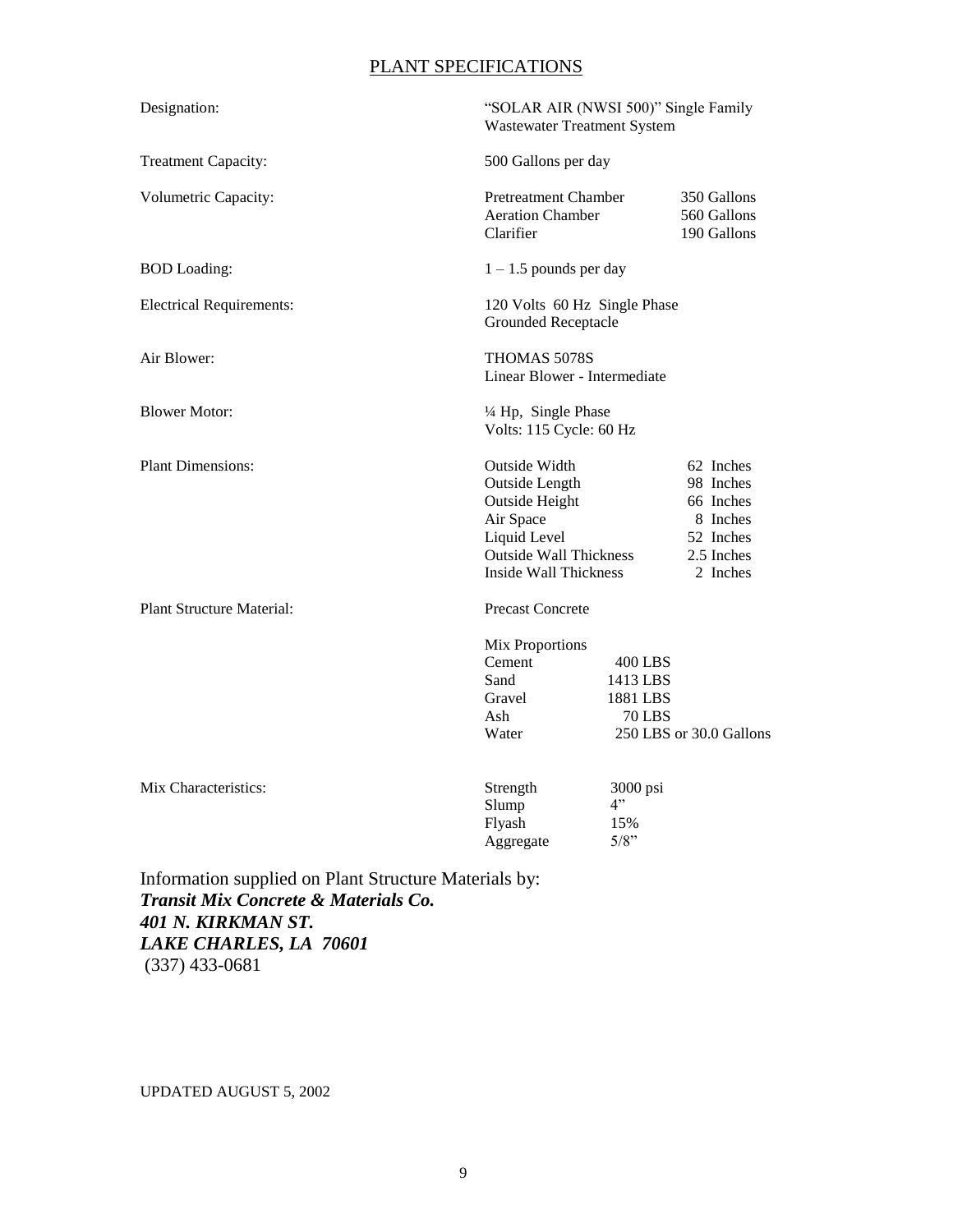## PLANT SPECIFICATIONS

| | | |
|---|---|---|
| Designation: | "SOLAR AIR (NWSI 500)" Single Family Wastewater Treatment System | |
| Treatment Capacity: | 500 Gallons per day | |
| Volumetric Capacity: | Pretreatment Chamber | 350 Gallons |
| | Aeration Chamber | 560 Gallons |
| | Clarifier | 190 Gallons |
| BOD Loading: | 1 – 1.5 pounds per day | |
| Electrical Requirements: | 120 Volts 60 Hz Single Phase Grounded Receptacle | |
| Air Blower: | THOMAS 5078S Linear Blower - Intermediate | |
| Blower Motor: | ¼ Hp, Single Phase Volts: 115 Cycle: 60 Hz | |
| Plant Dimensions: | Outside Width | 62 Inches |
| | Outside Length | 98 Inches |
| | Outside Height | 66 Inches |
| | Air Space | 8 Inches |
| | Liquid Level | 52 Inches |
| | Outside Wall Thickness | 2.5 Inches |
| | Inside Wall Thickness | 2 Inches |
| Plant Structure Material: | Precast Concrete | |

Mix Proportions

| | |
|---|---|
| Cement | 400 LBS |
| Sand | 1413 LBS |
| Gravel | 1881 LBS |
| Ash | 70 LBS |
| Water | 250 LBS or 30.0 Gallons |

Mix Characteristics:

| | |
|---|---|
| Strength | 3000 psi |
| Slump | 4" |
| Flyash | 15% |
| Aggregate | 5/8" |

Information supplied on Plant Structure Materials by:
***Transit Mix Concrete & Materials Co.***
***401 N. KIRKMAN ST.***
***LAKE CHARLES, LA 70601***
(337) 433-0681

UPDATED AUGUST 5, 2002